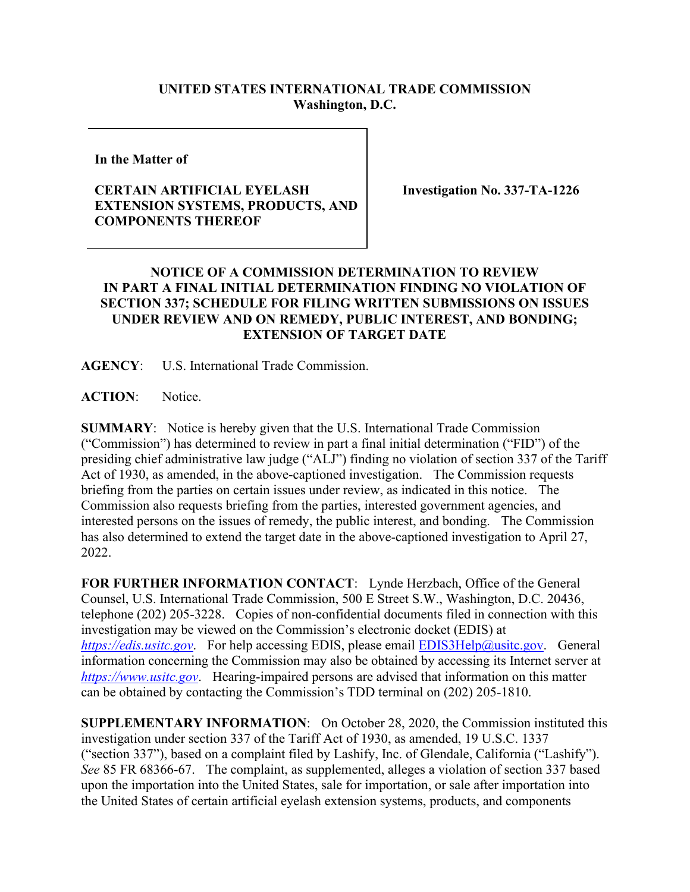**UNITED STATES INTERNATIONAL TRADE COMMISSION**
**Washington, D.C.**

| **In the Matter of** **CERTAIN ARTIFICIAL EYELASH EXTENSION SYSTEMS, PRODUCTS, AND COMPONENTS THEREOF** | **Investigation No. 337-TA-1226** |
|---|---|

**NOTICE OF A COMMISSION DETERMINATION TO REVIEW IN PART A FINAL INITIAL DETERMINATION FINDING NO VIOLATION OF SECTION 337; SCHEDULE FOR FILING WRITTEN SUBMISSIONS ON ISSUES UNDER REVIEW AND ON REMEDY, PUBLIC INTEREST, AND BONDING; EXTENSION OF TARGET DATE**

**AGENCY**: U.S. International Trade Commission.

**ACTION**: Notice.

**SUMMARY**: Notice is hereby given that the U.S. International Trade Commission ("Commission") has determined to review in part a final initial determination ("FID") of the presiding chief administrative law judge ("ALJ") finding no violation of section 337 of the Tariff Act of 1930, as amended, in the above-captioned investigation. The Commission requests briefing from the parties on certain issues under review, as indicated in this notice. The Commission also requests briefing from the parties, interested government agencies, and interested persons on the issues of remedy, the public interest, and bonding. The Commission has also determined to extend the target date in the above-captioned investigation to April 27, 2022.

**FOR FURTHER INFORMATION CONTACT**: Lynde Herzbach, Office of the General Counsel, U.S. International Trade Commission, 500 E Street S.W., Washington, D.C. 20436, telephone (202) 205-3228. Copies of non-confidential documents filed in connection with this investigation may be viewed on the Commission's electronic docket (EDIS) at *https://edis.usitc.gov*. For help accessing EDIS, please email EDIS3Help@usitc.gov. General information concerning the Commission may also be obtained by accessing its Internet server at *https://www.usitc.gov*. Hearing-impaired persons are advised that information on this matter can be obtained by contacting the Commission's TDD terminal on (202) 205-1810.

**SUPPLEMENTARY INFORMATION**: On October 28, 2020, the Commission instituted this investigation under section 337 of the Tariff Act of 1930, as amended, 19 U.S.C. 1337 ("section 337"), based on a complaint filed by Lashify, Inc. of Glendale, California ("Lashify"). *See* 85 FR 68366-67. The complaint, as supplemented, alleges a violation of section 337 based upon the importation into the United States, sale for importation, or sale after importation into the United States of certain artificial eyelash extension systems, products, and components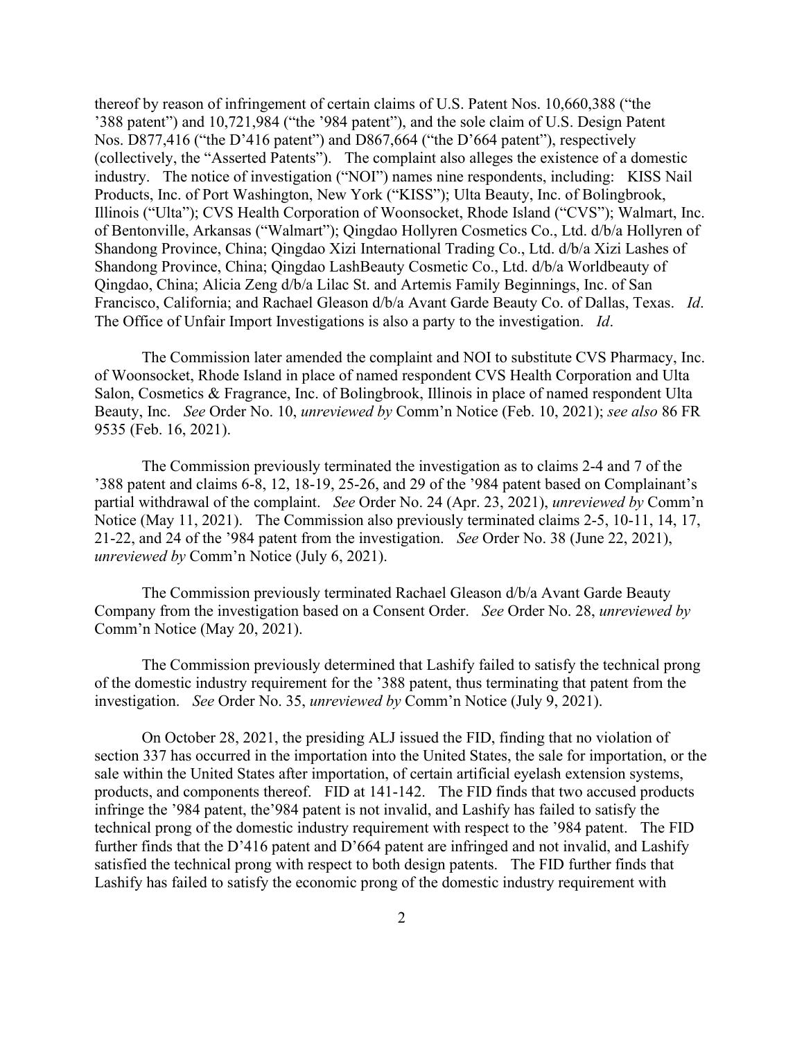thereof by reason of infringement of certain claims of U.S. Patent Nos. 10,660,388 ("the '388 patent") and 10,721,984 ("the '984 patent"), and the sole claim of U.S. Design Patent Nos. D877,416 ("the D'416 patent") and D867,664 ("the D'664 patent"), respectively (collectively, the "Asserted Patents"). The complaint also alleges the existence of a domestic industry. The notice of investigation ("NOI") names nine respondents, including: KISS Nail Products, Inc. of Port Washington, New York ("KISS"); Ulta Beauty, Inc. of Bolingbrook, Illinois ("Ulta"); CVS Health Corporation of Woonsocket, Rhode Island ("CVS"); Walmart, Inc. of Bentonville, Arkansas ("Walmart"); Qingdao Hollyren Cosmetics Co., Ltd. d/b/a Hollyren of Shandong Province, China; Qingdao Xizi International Trading Co., Ltd. d/b/a Xizi Lashes of Shandong Province, China; Qingdao LashBeauty Cosmetic Co., Ltd. d/b/a Worldbeauty of Qingdao, China; Alicia Zeng d/b/a Lilac St. and Artemis Family Beginnings, Inc. of San Francisco, California; and Rachael Gleason d/b/a Avant Garde Beauty Co. of Dallas, Texas. *Id*. The Office of Unfair Import Investigations is also a party to the investigation. *Id*.

The Commission later amended the complaint and NOI to substitute CVS Pharmacy, Inc. of Woonsocket, Rhode Island in place of named respondent CVS Health Corporation and Ulta Salon, Cosmetics & Fragrance, Inc. of Bolingbrook, Illinois in place of named respondent Ulta Beauty, Inc. *See* Order No. 10, *unreviewed by* Comm'n Notice (Feb. 10, 2021); *see also* 86 FR 9535 (Feb. 16, 2021).

The Commission previously terminated the investigation as to claims 2-4 and 7 of the '388 patent and claims 6-8, 12, 18-19, 25-26, and 29 of the '984 patent based on Complainant's partial withdrawal of the complaint. *See* Order No. 24 (Apr. 23, 2021), *unreviewed by* Comm'n Notice (May 11, 2021). The Commission also previously terminated claims 2-5, 10-11, 14, 17, 21-22, and 24 of the '984 patent from the investigation. *See* Order No. 38 (June 22, 2021), *unreviewed by* Comm'n Notice (July 6, 2021).

The Commission previously terminated Rachael Gleason d/b/a Avant Garde Beauty Company from the investigation based on a Consent Order. *See* Order No. 28, *unreviewed by* Comm'n Notice (May 20, 2021).

The Commission previously determined that Lashify failed to satisfy the technical prong of the domestic industry requirement for the '388 patent, thus terminating that patent from the investigation. *See* Order No. 35, *unreviewed by* Comm'n Notice (July 9, 2021).

On October 28, 2021, the presiding ALJ issued the FID, finding that no violation of section 337 has occurred in the importation into the United States, the sale for importation, or the sale within the United States after importation, of certain artificial eyelash extension systems, products, and components thereof. FID at 141-142. The FID finds that two accused products infringe the '984 patent, the'984 patent is not invalid, and Lashify has failed to satisfy the technical prong of the domestic industry requirement with respect to the '984 patent. The FID further finds that the D'416 patent and D'664 patent are infringed and not invalid, and Lashify satisfied the technical prong with respect to both design patents. The FID further finds that Lashify has failed to satisfy the economic prong of the domestic industry requirement with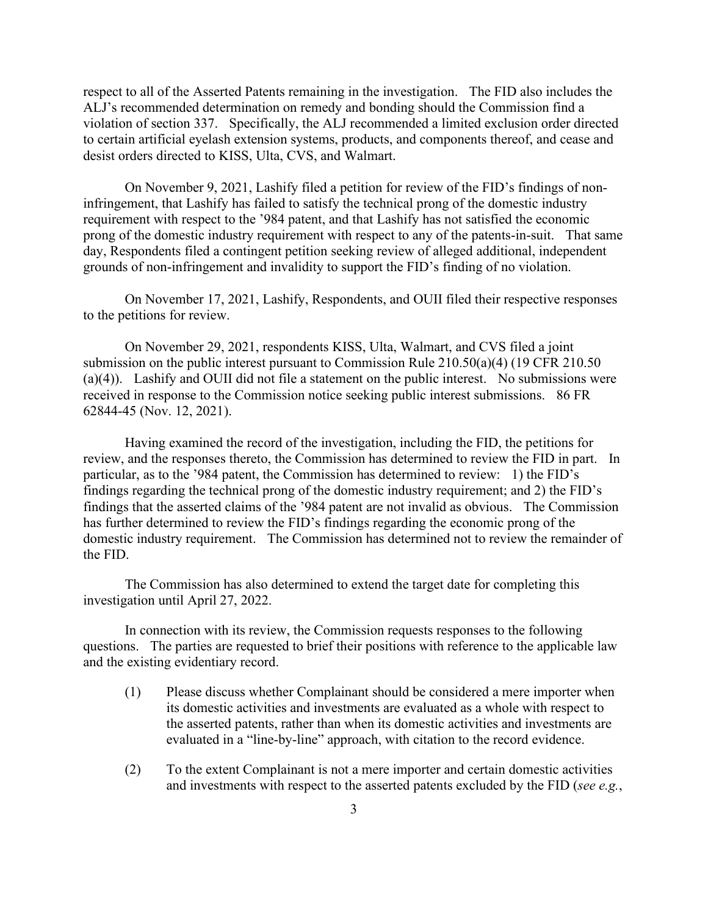respect to all of the Asserted Patents remaining in the investigation. The FID also includes the ALJ's recommended determination on remedy and bonding should the Commission find a violation of section 337. Specifically, the ALJ recommended a limited exclusion order directed to certain artificial eyelash extension systems, products, and components thereof, and cease and desist orders directed to KISS, Ulta, CVS, and Walmart.

On November 9, 2021, Lashify filed a petition for review of the FID's findings of non-infringement, that Lashify has failed to satisfy the technical prong of the domestic industry requirement with respect to the '984 patent, and that Lashify has not satisfied the economic prong of the domestic industry requirement with respect to any of the patents-in-suit. That same day, Respondents filed a contingent petition seeking review of alleged additional, independent grounds of non-infringement and invalidity to support the FID's finding of no violation.

On November 17, 2021, Lashify, Respondents, and OUII filed their respective responses to the petitions for review.

On November 29, 2021, respondents KISS, Ulta, Walmart, and CVS filed a joint submission on the public interest pursuant to Commission Rule 210.50(a)(4) (19 CFR 210.50 (a)(4)). Lashify and OUII did not file a statement on the public interest. No submissions were received in response to the Commission notice seeking public interest submissions. 86 FR 62844-45 (Nov. 12, 2021).

Having examined the record of the investigation, including the FID, the petitions for review, and the responses thereto, the Commission has determined to review the FID in part. In particular, as to the '984 patent, the Commission has determined to review: 1) the FID's findings regarding the technical prong of the domestic industry requirement; and 2) the FID's findings that the asserted claims of the '984 patent are not invalid as obvious. The Commission has further determined to review the FID's findings regarding the economic prong of the domestic industry requirement. The Commission has determined not to review the remainder of the FID.

The Commission has also determined to extend the target date for completing this investigation until April 27, 2022.

In connection with its review, the Commission requests responses to the following questions. The parties are requested to brief their positions with reference to the applicable law and the existing evidentiary record.

(1) Please discuss whether Complainant should be considered a mere importer when its domestic activities and investments are evaluated as a whole with respect to the asserted patents, rather than when its domestic activities and investments are evaluated in a "line-by-line" approach, with citation to the record evidence.

(2) To the extent Complainant is not a mere importer and certain domestic activities and investments with respect to the asserted patents excluded by the FID (*see e.g.*,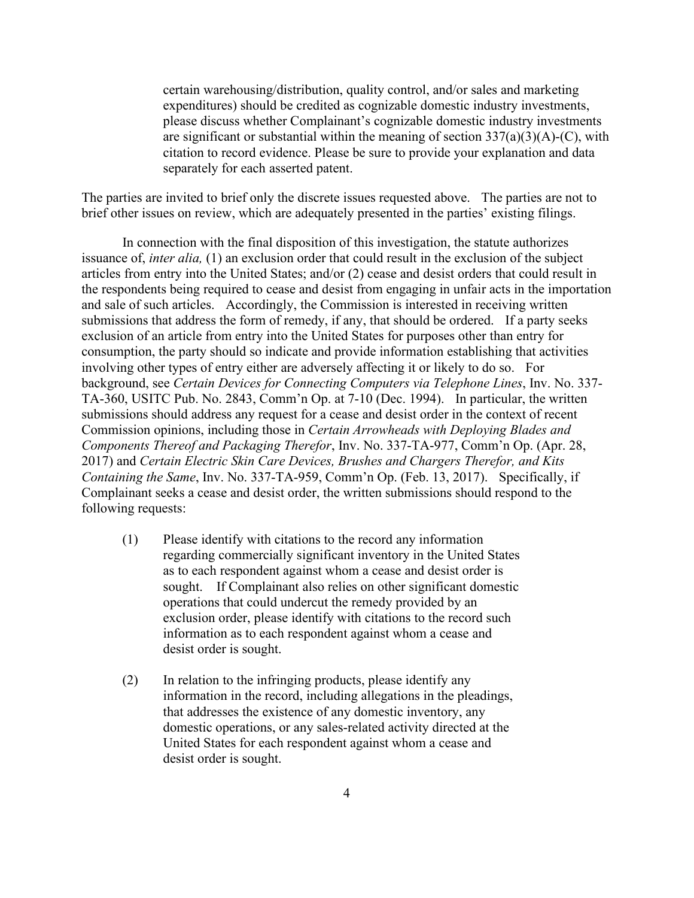certain warehousing/distribution, quality control, and/or sales and marketing expenditures) should be credited as cognizable domestic industry investments, please discuss whether Complainant's cognizable domestic industry investments are significant or substantial within the meaning of section 337(a)(3)(A)-(C), with citation to record evidence. Please be sure to provide your explanation and data separately for each asserted patent.

The parties are invited to brief only the discrete issues requested above. The parties are not to brief other issues on review, which are adequately presented in the parties' existing filings.

In connection with the final disposition of this investigation, the statute authorizes issuance of, *inter alia,* (1) an exclusion order that could result in the exclusion of the subject articles from entry into the United States; and/or (2) cease and desist orders that could result in the respondents being required to cease and desist from engaging in unfair acts in the importation and sale of such articles. Accordingly, the Commission is interested in receiving written submissions that address the form of remedy, if any, that should be ordered. If a party seeks exclusion of an article from entry into the United States for purposes other than entry for consumption, the party should so indicate and provide information establishing that activities involving other types of entry either are adversely affecting it or likely to do so. For background, see *Certain Devices for Connecting Computers via Telephone Lines*, Inv. No. 337-TA-360, USITC Pub. No. 2843, Comm'n Op. at 7-10 (Dec. 1994). In particular, the written submissions should address any request for a cease and desist order in the context of recent Commission opinions, including those in *Certain Arrowheads with Deploying Blades and Components Thereof and Packaging Therefor*, Inv. No. 337-TA-977, Comm'n Op. (Apr. 28, 2017) and *Certain Electric Skin Care Devices, Brushes and Chargers Therefor, and Kits Containing the Same*, Inv. No. 337-TA-959, Comm'n Op. (Feb. 13, 2017). Specifically, if Complainant seeks a cease and desist order, the written submissions should respond to the following requests:

(1) Please identify with citations to the record any information regarding commercially significant inventory in the United States as to each respondent against whom a cease and desist order is sought. If Complainant also relies on other significant domestic operations that could undercut the remedy provided by an exclusion order, please identify with citations to the record such information as to each respondent against whom a cease and desist order is sought.

(2) In relation to the infringing products, please identify any information in the record, including allegations in the pleadings, that addresses the existence of any domestic inventory, any domestic operations, or any sales-related activity directed at the United States for each respondent against whom a cease and desist order is sought.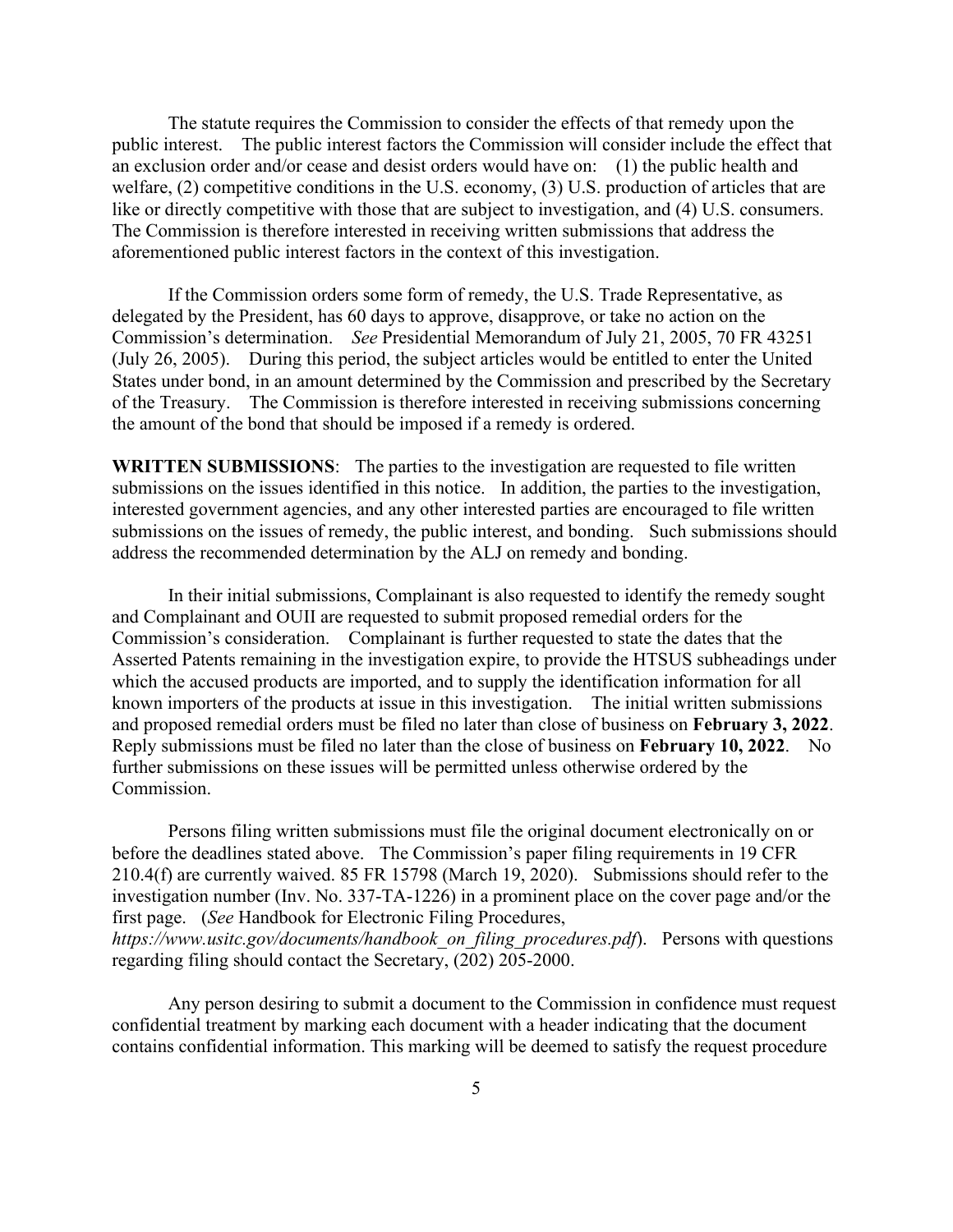The statute requires the Commission to consider the effects of that remedy upon the public interest. The public interest factors the Commission will consider include the effect that an exclusion order and/or cease and desist orders would have on: (1) the public health and welfare, (2) competitive conditions in the U.S. economy, (3) U.S. production of articles that are like or directly competitive with those that are subject to investigation, and (4) U.S. consumers. The Commission is therefore interested in receiving written submissions that address the aforementioned public interest factors in the context of this investigation.

If the Commission orders some form of remedy, the U.S. Trade Representative, as delegated by the President, has 60 days to approve, disapprove, or take no action on the Commission's determination. *See* Presidential Memorandum of July 21, 2005, 70 FR 43251 (July 26, 2005). During this period, the subject articles would be entitled to enter the United States under bond, in an amount determined by the Commission and prescribed by the Secretary of the Treasury. The Commission is therefore interested in receiving submissions concerning the amount of the bond that should be imposed if a remedy is ordered.

**WRITTEN SUBMISSIONS**: The parties to the investigation are requested to file written submissions on the issues identified in this notice. In addition, the parties to the investigation, interested government agencies, and any other interested parties are encouraged to file written submissions on the issues of remedy, the public interest, and bonding. Such submissions should address the recommended determination by the ALJ on remedy and bonding.

In their initial submissions, Complainant is also requested to identify the remedy sought and Complainant and OUII are requested to submit proposed remedial orders for the Commission's consideration. Complainant is further requested to state the dates that the Asserted Patents remaining in the investigation expire, to provide the HTSUS subheadings under which the accused products are imported, and to supply the identification information for all known importers of the products at issue in this investigation. The initial written submissions and proposed remedial orders must be filed no later than close of business on **February 3, 2022**. Reply submissions must be filed no later than the close of business on **February 10, 2022**. No further submissions on these issues will be permitted unless otherwise ordered by the Commission.

Persons filing written submissions must file the original document electronically on or before the deadlines stated above. The Commission's paper filing requirements in 19 CFR 210.4(f) are currently waived. 85 FR 15798 (March 19, 2020). Submissions should refer to the investigation number (Inv. No. 337-TA-1226) in a prominent place on the cover page and/or the first page. (*See* Handbook for Electronic Filing Procedures, *https://www.usitc.gov/documents/handbook_on_filing_procedures.pdf*). Persons with questions regarding filing should contact the Secretary, (202) 205-2000.

Any person desiring to submit a document to the Commission in confidence must request confidential treatment by marking each document with a header indicating that the document contains confidential information. This marking will be deemed to satisfy the request procedure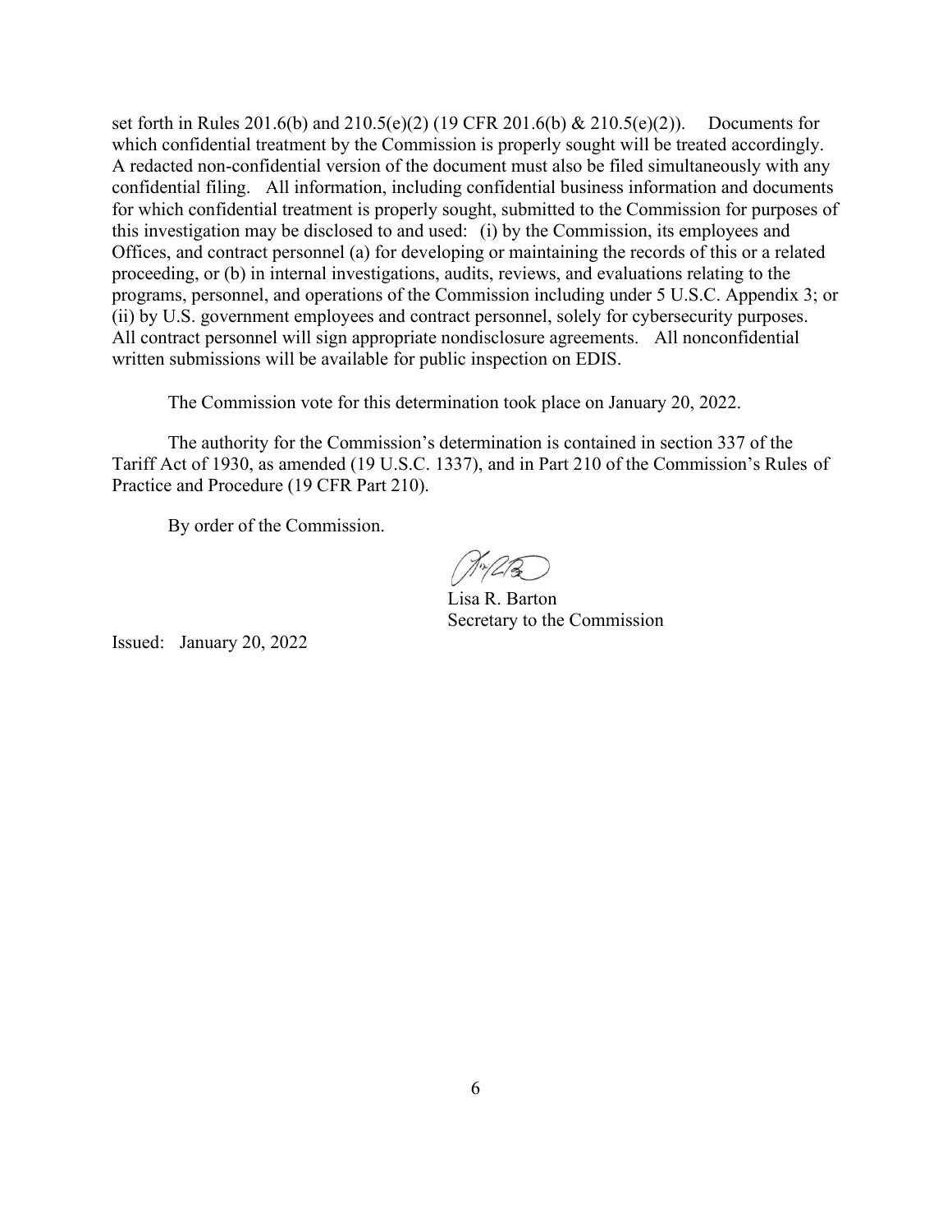set forth in Rules 201.6(b) and 210.5(e)(2) (19 CFR 201.6(b) & 210.5(e)(2)). Documents for which confidential treatment by the Commission is properly sought will be treated accordingly. A redacted non-confidential version of the document must also be filed simultaneously with any confidential filing. All information, including confidential business information and documents for which confidential treatment is properly sought, submitted to the Commission for purposes of this investigation may be disclosed to and used: (i) by the Commission, its employees and Offices, and contract personnel (a) for developing or maintaining the records of this or a related proceeding, or (b) in internal investigations, audits, reviews, and evaluations relating to the programs, personnel, and operations of the Commission including under 5 U.S.C. Appendix 3; or (ii) by U.S. government employees and contract personnel, solely for cybersecurity purposes. All contract personnel will sign appropriate nondisclosure agreements. All nonconfidential written submissions will be available for public inspection on EDIS.

The Commission vote for this determination took place on January 20, 2022.

The authority for the Commission's determination is contained in section 337 of the Tariff Act of 1930, as amended (19 U.S.C. 1337), and in Part 210 of the Commission's Rules of Practice and Procedure (19 CFR Part 210).

By order of the Commission.

Lisa R. Barton
Secretary to the Commission

Issued: January 20, 2022